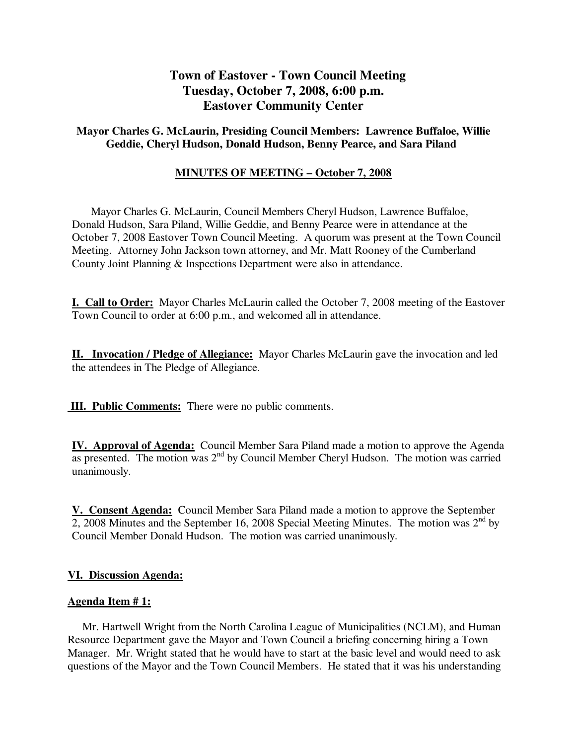# Town of Eastover - Town Council Meeting
## Tuesday, October 7, 2008, 6:00 p.m.
## Eastover Community Center

**Mayor Charles G. McLaurin, Presiding Council Members: Lawrence Buffaloe, Willie Geddie, Cheryl Hudson, Donald Hudson, Benny Pearce, and Sara Piland**

**MINUTES OF MEETING – October 7, 2008**

Mayor Charles G. McLaurin, Council Members Cheryl Hudson, Lawrence Buffaloe, Donald Hudson, Sara Piland, Willie Geddie, and Benny Pearce were in attendance at the October 7, 2008 Eastover Town Council Meeting. A quorum was present at the Town Council Meeting. Attorney John Jackson town attorney, and Mr. Matt Rooney of the Cumberland County Joint Planning & Inspections Department were also in attendance.

**I. Call to Order:** Mayor Charles McLaurin called the October 7, 2008 meeting of the Eastover Town Council to order at 6:00 p.m., and welcomed all in attendance.

**II. Invocation / Pledge of Allegiance:** Mayor Charles McLaurin gave the invocation and led the attendees in The Pledge of Allegiance.

**III. Public Comments:** There were no public comments.

**IV. Approval of Agenda:** Council Member Sara Piland made a motion to approve the Agenda as presented. The motion was 2nd by Council Member Cheryl Hudson. The motion was carried unanimously.

**V. Consent Agenda:** Council Member Sara Piland made a motion to approve the September 2, 2008 Minutes and the September 16, 2008 Special Meeting Minutes. The motion was 2nd by Council Member Donald Hudson. The motion was carried unanimously.

**VI. Discussion Agenda:**

**Agenda Item # 1:**

Mr. Hartwell Wright from the North Carolina League of Municipalities (NCLM), and Human Resource Department gave the Mayor and Town Council a briefing concerning hiring a Town Manager. Mr. Wright stated that he would have to start at the basic level and would need to ask questions of the Mayor and the Town Council Members. He stated that it was his understanding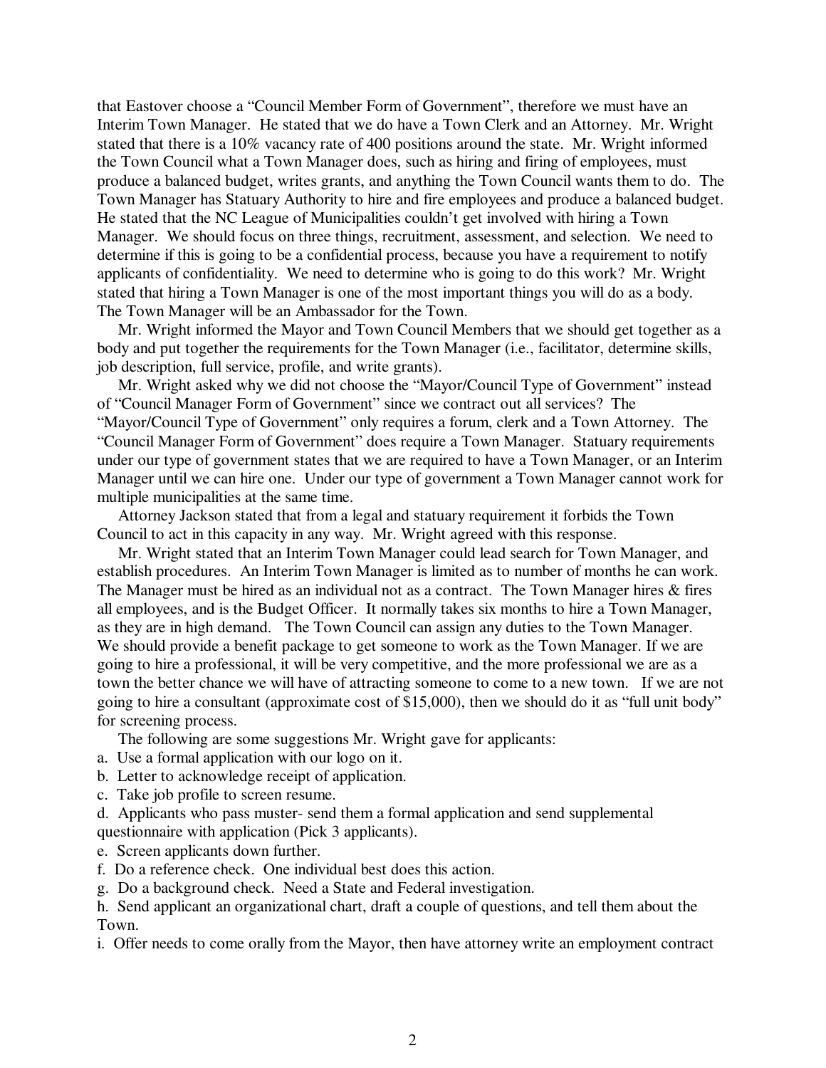that Eastover choose a "Council Member Form of Government", therefore we must have an Interim Town Manager. He stated that we do have a Town Clerk and an Attorney. Mr. Wright stated that there is a 10% vacancy rate of 400 positions around the state. Mr. Wright informed the Town Council what a Town Manager does, such as hiring and firing of employees, must produce a balanced budget, writes grants, and anything the Town Council wants them to do. The Town Manager has Statuary Authority to hire and fire employees and produce a balanced budget. He stated that the NC League of Municipalities couldn't get involved with hiring a Town Manager. We should focus on three things, recruitment, assessment, and selection. We need to determine if this is going to be a confidential process, because you have a requirement to notify applicants of confidentiality. We need to determine who is going to do this work? Mr. Wright stated that hiring a Town Manager is one of the most important things you will do as a body. The Town Manager will be an Ambassador for the Town.

Mr. Wright informed the Mayor and Town Council Members that we should get together as a body and put together the requirements for the Town Manager (i.e., facilitator, determine skills, job description, full service, profile, and write grants).

Mr. Wright asked why we did not choose the "Mayor/Council Type of Government" instead of "Council Manager Form of Government" since we contract out all services? The "Mayor/Council Type of Government" only requires a forum, clerk and a Town Attorney. The "Council Manager Form of Government" does require a Town Manager. Statuary requirements under our type of government states that we are required to have a Town Manager, or an Interim Manager until we can hire one. Under our type of government a Town Manager cannot work for multiple municipalities at the same time.

Attorney Jackson stated that from a legal and statuary requirement it forbids the Town Council to act in this capacity in any way. Mr. Wright agreed with this response.

Mr. Wright stated that an Interim Town Manager could lead search for Town Manager, and establish procedures. An Interim Town Manager is limited as to number of months he can work. The Manager must be hired as an individual not as a contract. The Town Manager hires & fires all employees, and is the Budget Officer. It normally takes six months to hire a Town Manager, as they are in high demand. The Town Council can assign any duties to the Town Manager. We should provide a benefit package to get someone to work as the Town Manager. If we are going to hire a professional, it will be very competitive, and the more professional we are as a town the better chance we will have of attracting someone to come to a new town. If we are not going to hire a consultant (approximate cost of $15,000), then we should do it as "full unit body" for screening process.

The following are some suggestions Mr. Wright gave for applicants:

a. Use a formal application with our logo on it.
b. Letter to acknowledge receipt of application.
c. Take job profile to screen resume.
d. Applicants who pass muster- send them a formal application and send supplemental questionnaire with application (Pick 3 applicants).
e. Screen applicants down further.
f. Do a reference check. One individual best does this action.
g. Do a background check. Need a State and Federal investigation.
h. Send applicant an organizational chart, draft a couple of questions, and tell them about the Town.
i. Offer needs to come orally from the Mayor, then have attorney write an employment contract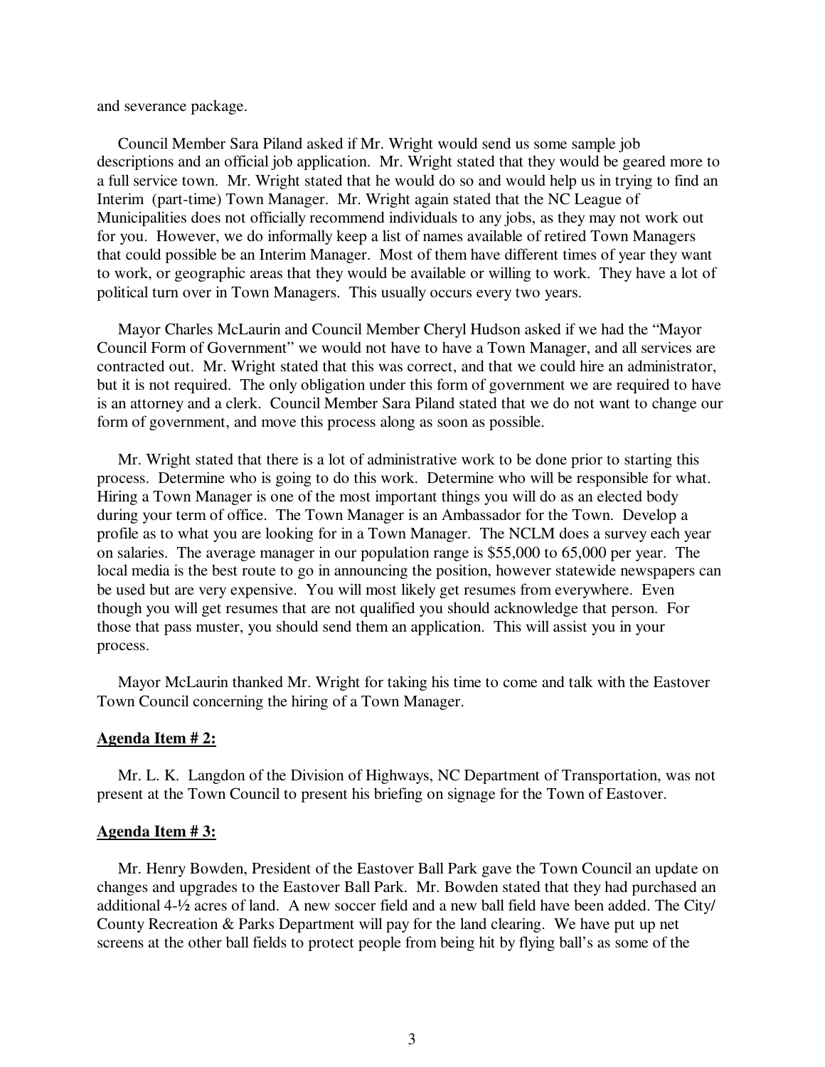and severance package.

Council Member Sara Piland asked if Mr. Wright would send us some sample job descriptions and an official job application. Mr. Wright stated that they would be geared more to a full service town. Mr. Wright stated that he would do so and would help us in trying to find an Interim (part-time) Town Manager. Mr. Wright again stated that the NC League of Municipalities does not officially recommend individuals to any jobs, as they may not work out for you. However, we do informally keep a list of names available of retired Town Managers that could possible be an Interim Manager. Most of them have different times of year they want to work, or geographic areas that they would be available or willing to work. They have a lot of political turn over in Town Managers. This usually occurs every two years.

Mayor Charles McLaurin and Council Member Cheryl Hudson asked if we had the "Mayor Council Form of Government" we would not have to have a Town Manager, and all services are contracted out. Mr. Wright stated that this was correct, and that we could hire an administrator, but it is not required. The only obligation under this form of government we are required to have is an attorney and a clerk. Council Member Sara Piland stated that we do not want to change our form of government, and move this process along as soon as possible.

Mr. Wright stated that there is a lot of administrative work to be done prior to starting this process. Determine who is going to do this work. Determine who will be responsible for what. Hiring a Town Manager is one of the most important things you will do as an elected body during your term of office. The Town Manager is an Ambassador for the Town. Develop a profile as to what you are looking for in a Town Manager. The NCLM does a survey each year on salaries. The average manager in our population range is $55,000 to 65,000 per year. The local media is the best route to go in announcing the position, however statewide newspapers can be used but are very expensive. You will most likely get resumes from everywhere. Even though you will get resumes that are not qualified you should acknowledge that person. For those that pass muster, you should send them an application. This will assist you in your process.

Mayor McLaurin thanked Mr. Wright for taking his time to come and talk with the Eastover Town Council concerning the hiring of a Town Manager.

**Agenda Item # 2:**

Mr. L. K. Langdon of the Division of Highways, NC Department of Transportation, was not present at the Town Council to present his briefing on signage for the Town of Eastover.

**Agenda Item # 3:**

Mr. Henry Bowden, President of the Eastover Ball Park gave the Town Council an update on changes and upgrades to the Eastover Ball Park. Mr. Bowden stated that they had purchased an additional 4-½ acres of land. A new soccer field and a new ball field have been added. The City/ County Recreation & Parks Department will pay for the land clearing. We have put up net screens at the other ball fields to protect people from being hit by flying ball's as some of the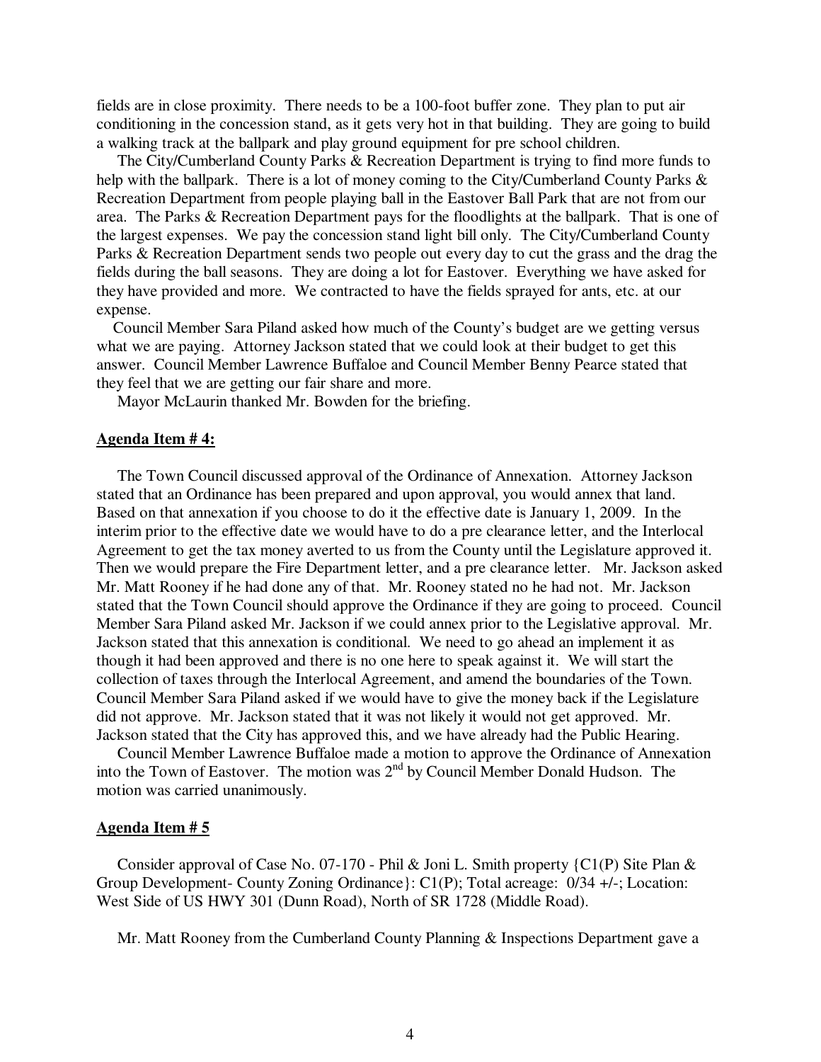fields are in close proximity. There needs to be a 100-foot buffer zone. They plan to put air conditioning in the concession stand, as it gets very hot in that building. They are going to build a walking track at the ballpark and play ground equipment for pre school children.

The City/Cumberland County Parks & Recreation Department is trying to find more funds to help with the ballpark. There is a lot of money coming to the City/Cumberland County Parks & Recreation Department from people playing ball in the Eastover Ball Park that are not from our area. The Parks & Recreation Department pays for the floodlights at the ballpark. That is one of the largest expenses. We pay the concession stand light bill only. The City/Cumberland County Parks & Recreation Department sends two people out every day to cut the grass and the drag the fields during the ball seasons. They are doing a lot for Eastover. Everything we have asked for they have provided and more. We contracted to have the fields sprayed for ants, etc. at our expense.

Council Member Sara Piland asked how much of the County's budget are we getting versus what we are paying. Attorney Jackson stated that we could look at their budget to get this answer. Council Member Lawrence Buffaloe and Council Member Benny Pearce stated that they feel that we are getting our fair share and more.

Mayor McLaurin thanked Mr. Bowden for the briefing.

**Agenda Item # 4:**

The Town Council discussed approval of the Ordinance of Annexation. Attorney Jackson stated that an Ordinance has been prepared and upon approval, you would annex that land. Based on that annexation if you choose to do it the effective date is January 1, 2009. In the interim prior to the effective date we would have to do a pre clearance letter, and the Interlocal Agreement to get the tax money averted to us from the County until the Legislature approved it. Then we would prepare the Fire Department letter, and a pre clearance letter. Mr. Jackson asked Mr. Matt Rooney if he had done any of that. Mr. Rooney stated no he had not. Mr. Jackson stated that the Town Council should approve the Ordinance if they are going to proceed. Council Member Sara Piland asked Mr. Jackson if we could annex prior to the Legislative approval. Mr. Jackson stated that this annexation is conditional. We need to go ahead an implement it as though it had been approved and there is no one here to speak against it. We will start the collection of taxes through the Interlocal Agreement, and amend the boundaries of the Town. Council Member Sara Piland asked if we would have to give the money back if the Legislature did not approve. Mr. Jackson stated that it was not likely it would not get approved. Mr. Jackson stated that the City has approved this, and we have already had the Public Hearing.

Council Member Lawrence Buffaloe made a motion to approve the Ordinance of Annexation into the Town of Eastover. The motion was 2nd by Council Member Donald Hudson. The motion was carried unanimously.

**Agenda Item # 5**

Consider approval of Case No. 07-170 - Phil & Joni L. Smith property {C1(P) Site Plan & Group Development- County Zoning Ordinance}: C1(P); Total acreage: 0/34 +/-; Location: West Side of US HWY 301 (Dunn Road), North of SR 1728 (Middle Road).

Mr. Matt Rooney from the Cumberland County Planning & Inspections Department gave a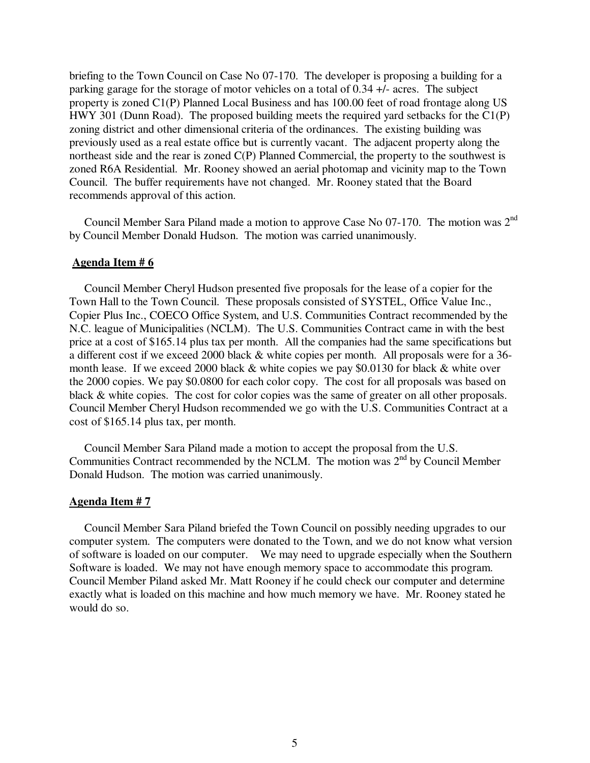briefing to the Town Council on Case No 07-170. The developer is proposing a building for a parking garage for the storage of motor vehicles on a total of 0.34 +/- acres. The subject property is zoned C1(P) Planned Local Business and has 100.00 feet of road frontage along US HWY 301 (Dunn Road). The proposed building meets the required yard setbacks for the C1(P) zoning district and other dimensional criteria of the ordinances. The existing building was previously used as a real estate office but is currently vacant. The adjacent property along the northeast side and the rear is zoned C(P) Planned Commercial, the property to the southwest is zoned R6A Residential. Mr. Rooney showed an aerial photomap and vicinity map to the Town Council. The buffer requirements have not changed. Mr. Rooney stated that the Board recommends approval of this action.

Council Member Sara Piland made a motion to approve Case No 07-170. The motion was 2nd by Council Member Donald Hudson. The motion was carried unanimously.

**Agenda Item # 6**

Council Member Cheryl Hudson presented five proposals for the lease of a copier for the Town Hall to the Town Council. These proposals consisted of SYSTEL, Office Value Inc., Copier Plus Inc., COECO Office System, and U.S. Communities Contract recommended by the N.C. league of Municipalities (NCLM). The U.S. Communities Contract came in with the best price at a cost of $165.14 plus tax per month. All the companies had the same specifications but a different cost if we exceed 2000 black & white copies per month. All proposals were for a 36-month lease. If we exceed 2000 black & white copies we pay $0.0130 for black & white over the 2000 copies. We pay $0.0800 for each color copy. The cost for all proposals was based on black & white copies. The cost for color copies was the same of greater on all other proposals. Council Member Cheryl Hudson recommended we go with the U.S. Communities Contract at a cost of $165.14 plus tax, per month.

Council Member Sara Piland made a motion to accept the proposal from the U.S. Communities Contract recommended by the NCLM. The motion was 2nd by Council Member Donald Hudson. The motion was carried unanimously.

**Agenda Item # 7**

Council Member Sara Piland briefed the Town Council on possibly needing upgrades to our computer system. The computers were donated to the Town, and we do not know what version of software is loaded on our computer. We may need to upgrade especially when the Southern Software is loaded. We may not have enough memory space to accommodate this program. Council Member Piland asked Mr. Matt Rooney if he could check our computer and determine exactly what is loaded on this machine and how much memory we have. Mr. Rooney stated he would do so.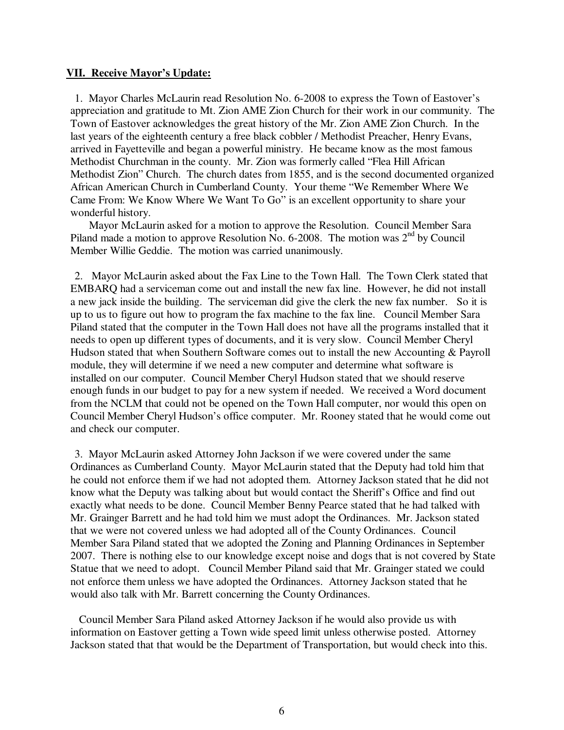**VII. Receive Mayor's Update:**

1. Mayor Charles McLaurin read Resolution No. 6-2008 to express the Town of Eastover's appreciation and gratitude to Mt. Zion AME Zion Church for their work in our community. The Town of Eastover acknowledges the great history of the Mr. Zion AME Zion Church. In the last years of the eighteenth century a free black cobbler / Methodist Preacher, Henry Evans, arrived in Fayetteville and began a powerful ministry. He became know as the most famous Methodist Churchman in the county. Mr. Zion was formerly called "Flea Hill African Methodist Zion" Church. The church dates from 1855, and is the second documented organized African American Church in Cumberland County. Your theme "We Remember Where We Came From: We Know Where We Want To Go" is an excellent opportunity to share your wonderful history.

Mayor McLaurin asked for a motion to approve the Resolution. Council Member Sara Piland made a motion to approve Resolution No. 6-2008. The motion was 2nd by Council Member Willie Geddie. The motion was carried unanimously.

2. Mayor McLaurin asked about the Fax Line to the Town Hall. The Town Clerk stated that EMBARQ had a serviceman come out and install the new fax line. However, he did not install a new jack inside the building. The serviceman did give the clerk the new fax number. So it is up to us to figure out how to program the fax machine to the fax line. Council Member Sara Piland stated that the computer in the Town Hall does not have all the programs installed that it needs to open up different types of documents, and it is very slow. Council Member Cheryl Hudson stated that when Southern Software comes out to install the new Accounting & Payroll module, they will determine if we need a new computer and determine what software is installed on our computer. Council Member Cheryl Hudson stated that we should reserve enough funds in our budget to pay for a new system if needed. We received a Word document from the NCLM that could not be opened on the Town Hall computer, nor would this open on Council Member Cheryl Hudson's office computer. Mr. Rooney stated that he would come out and check our computer.

3. Mayor McLaurin asked Attorney John Jackson if we were covered under the same Ordinances as Cumberland County. Mayor McLaurin stated that the Deputy had told him that he could not enforce them if we had not adopted them. Attorney Jackson stated that he did not know what the Deputy was talking about but would contact the Sheriff's Office and find out exactly what needs to be done. Council Member Benny Pearce stated that he had talked with Mr. Grainger Barrett and he had told him we must adopt the Ordinances. Mr. Jackson stated that we were not covered unless we had adopted all of the County Ordinances. Council Member Sara Piland stated that we adopted the Zoning and Planning Ordinances in September 2007. There is nothing else to our knowledge except noise and dogs that is not covered by State Statue that we need to adopt. Council Member Piland said that Mr. Grainger stated we could not enforce them unless we have adopted the Ordinances. Attorney Jackson stated that he would also talk with Mr. Barrett concerning the County Ordinances.

Council Member Sara Piland asked Attorney Jackson if he would also provide us with information on Eastover getting a Town wide speed limit unless otherwise posted. Attorney Jackson stated that that would be the Department of Transportation, but would check into this.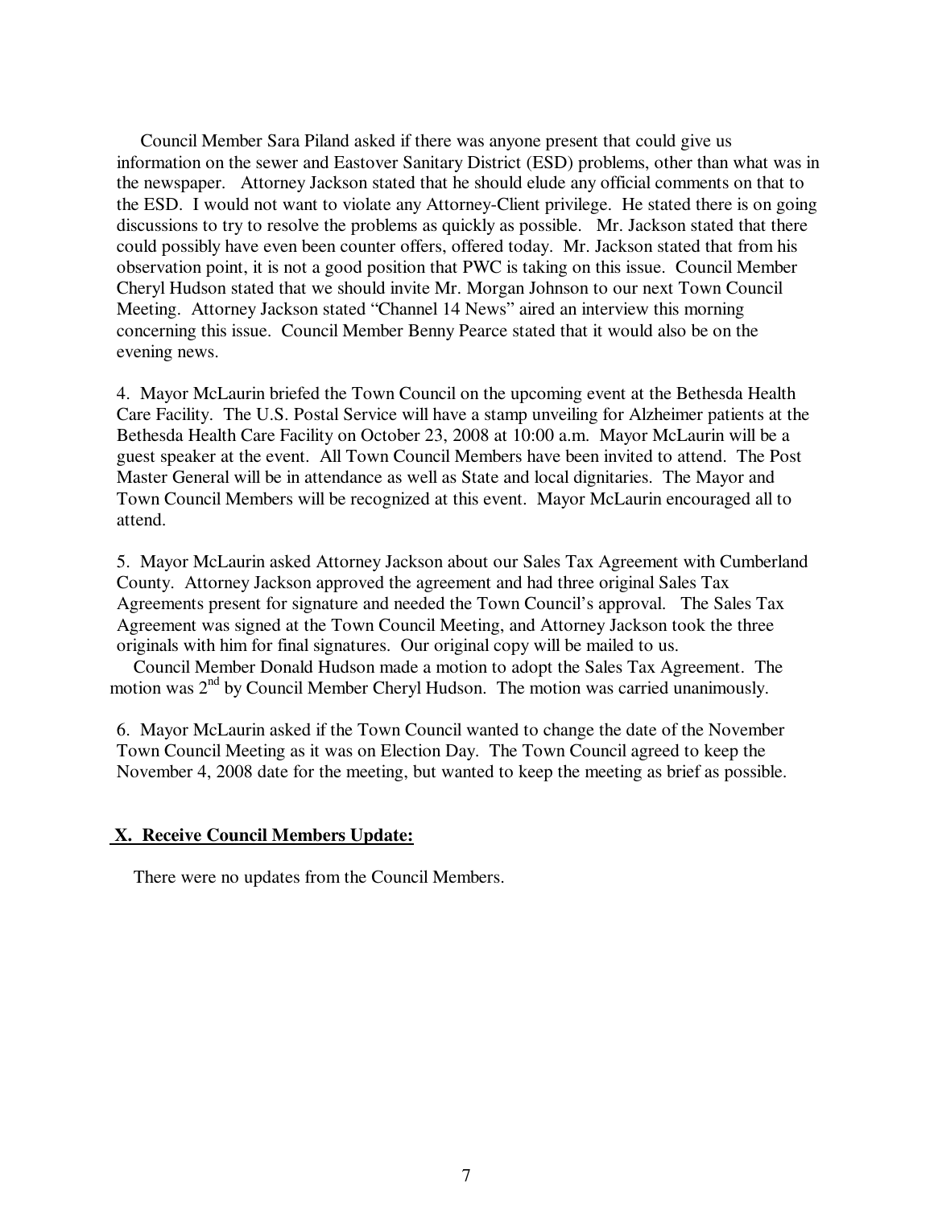Council Member Sara Piland asked if there was anyone present that could give us information on the sewer and Eastover Sanitary District (ESD) problems, other than what was in the newspaper. Attorney Jackson stated that he should elude any official comments on that to the ESD. I would not want to violate any Attorney-Client privilege. He stated there is on going discussions to try to resolve the problems as quickly as possible. Mr. Jackson stated that there could possibly have even been counter offers, offered today. Mr. Jackson stated that from his observation point, it is not a good position that PWC is taking on this issue. Council Member Cheryl Hudson stated that we should invite Mr. Morgan Johnson to our next Town Council Meeting. Attorney Jackson stated "Channel 14 News" aired an interview this morning concerning this issue. Council Member Benny Pearce stated that it would also be on the evening news.

4. Mayor McLaurin briefed the Town Council on the upcoming event at the Bethesda Health Care Facility. The U.S. Postal Service will have a stamp unveiling for Alzheimer patients at the Bethesda Health Care Facility on October 23, 2008 at 10:00 a.m. Mayor McLaurin will be a guest speaker at the event. All Town Council Members have been invited to attend. The Post Master General will be in attendance as well as State and local dignitaries. The Mayor and Town Council Members will be recognized at this event. Mayor McLaurin encouraged all to attend.

5. Mayor McLaurin asked Attorney Jackson about our Sales Tax Agreement with Cumberland County. Attorney Jackson approved the agreement and had three original Sales Tax Agreements present for signature and needed the Town Council's approval. The Sales Tax Agreement was signed at the Town Council Meeting, and Attorney Jackson took the three originals with him for final signatures. Our original copy will be mailed to us.

Council Member Donald Hudson made a motion to adopt the Sales Tax Agreement. The motion was 2nd by Council Member Cheryl Hudson. The motion was carried unanimously.

6. Mayor McLaurin asked if the Town Council wanted to change the date of the November Town Council Meeting as it was on Election Day. The Town Council agreed to keep the November 4, 2008 date for the meeting, but wanted to keep the meeting as brief as possible.

## X. Receive Council Members Update:

There were no updates from the Council Members.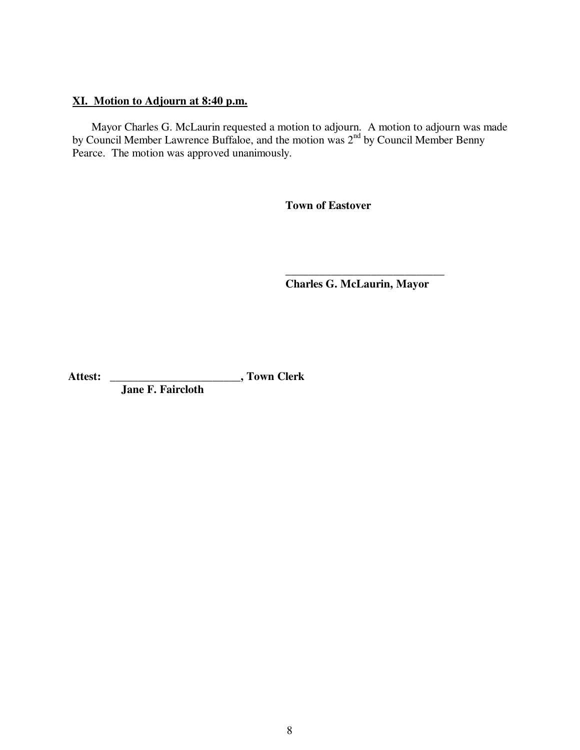**XI. Motion to Adjourn at 8:40 p.m.**

Mayor Charles G. McLaurin requested a motion to adjourn. A motion to adjourn was made by Council Member Lawrence Buffaloe, and the motion was 2nd by Council Member Benny Pearce. The motion was approved unanimously.

**Town of Eastover**

_____________________________
**Charles G. McLaurin, Mayor**

**Attest:** _______________________**, Town Clerk**
**Jane F. Faircloth**